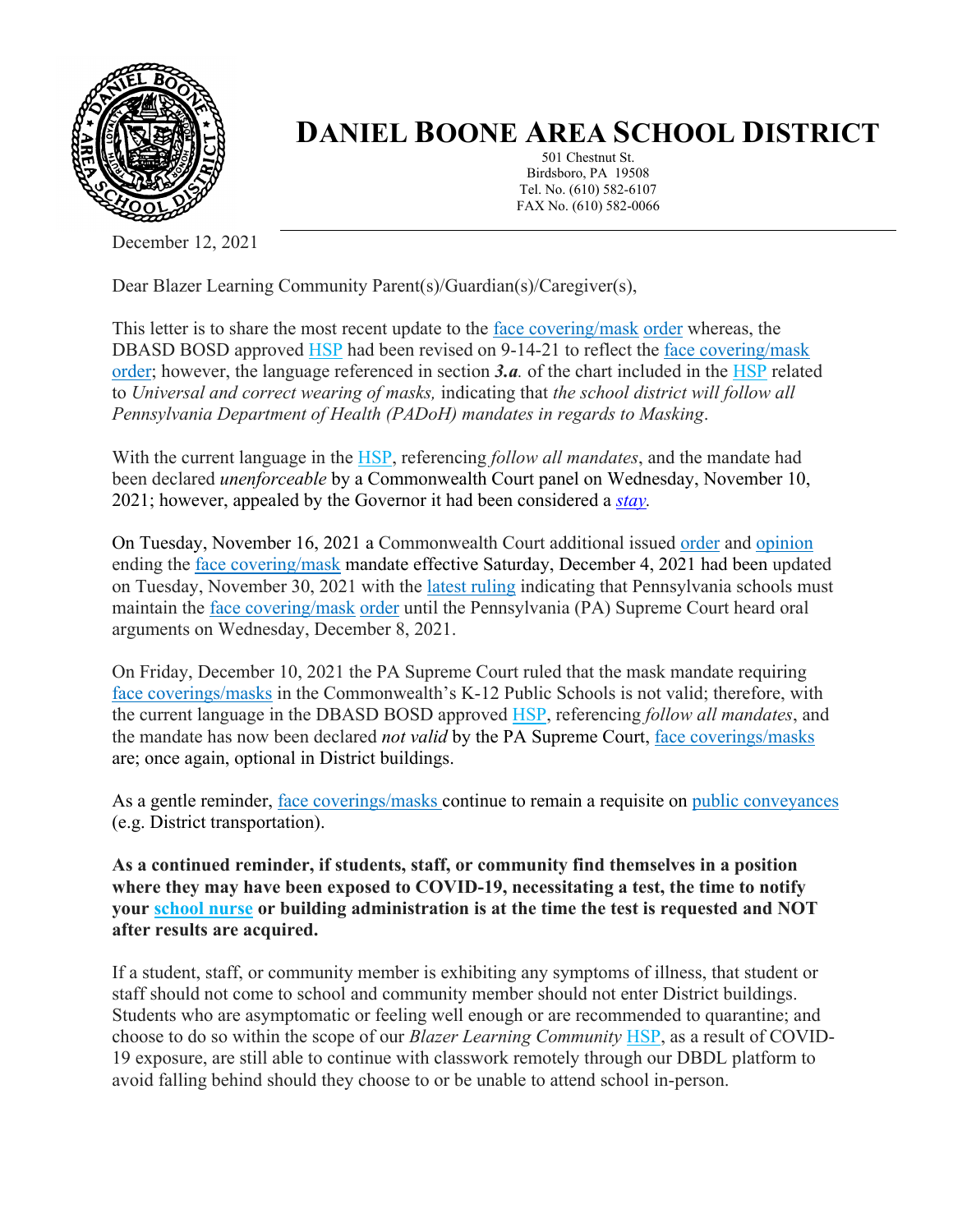# DANIEL BOONE AREA SCHOOL DISTRICT

501 Chestnut St.
Birdsboro, PA 19508
Tel. No. (610) 582-6107
FAX No. (610) 582-0066

December 12, 2021

Dear Blazer Learning Community Parent(s)/Guardian(s)/Caregiver(s),

This letter is to share the most recent update to the face covering/mask order whereas, the DBASD BOSD approved HSP had been revised on 9-14-21 to reflect the face covering/mask order; however, the language referenced in section ***3.a.*** of the chart included in the HSP related to *Universal and correct wearing of masks,* indicating that *the school district will follow all Pennsylvania Department of Health (PADoH) mandates in regards to Masking*.

With the current language in the HSP, referencing *follow all mandates*, and the mandate had been declared *unenforceable* by a Commonwealth Court panel on Wednesday, November 10, 2021; however, appealed by the Governor it had been considered a *stay.*

On Tuesday, November 16, 2021 a Commonwealth Court additional issued order and opinion ending the face covering/mask mandate effective Saturday, December 4, 2021 had been updated on Tuesday, November 30, 2021 with the latest ruling indicating that Pennsylvania schools must maintain the face covering/mask order until the Pennsylvania (PA) Supreme Court heard oral arguments on Wednesday, December 8, 2021.

On Friday, December 10, 2021 the PA Supreme Court ruled that the mask mandate requiring face coverings/masks in the Commonwealth's K-12 Public Schools is not valid; therefore, with the current language in the DBASD BOSD approved HSP, referencing *follow all mandates*, and the mandate has now been declared *not valid* by the PA Supreme Court, face coverings/masks are; once again, optional in District buildings.

As a gentle reminder, face coverings/masks continue to remain a requisite on public conveyances (e.g. District transportation).

**As a continued reminder, if students, staff, or community find themselves in a position where they may have been exposed to COVID-19, necessitating a test, the time to notify your school nurse or building administration is at the time the test is requested and NOT after results are acquired.**

If a student, staff, or community member is exhibiting any symptoms of illness, that student or staff should not come to school and community member should not enter District buildings. Students who are asymptomatic or feeling well enough or are recommended to quarantine; and choose to do so within the scope of our *Blazer Learning Community* HSP, as a result of COVID-19 exposure, are still able to continue with classwork remotely through our DBDL platform to avoid falling behind should they choose to or be unable to attend school in-person.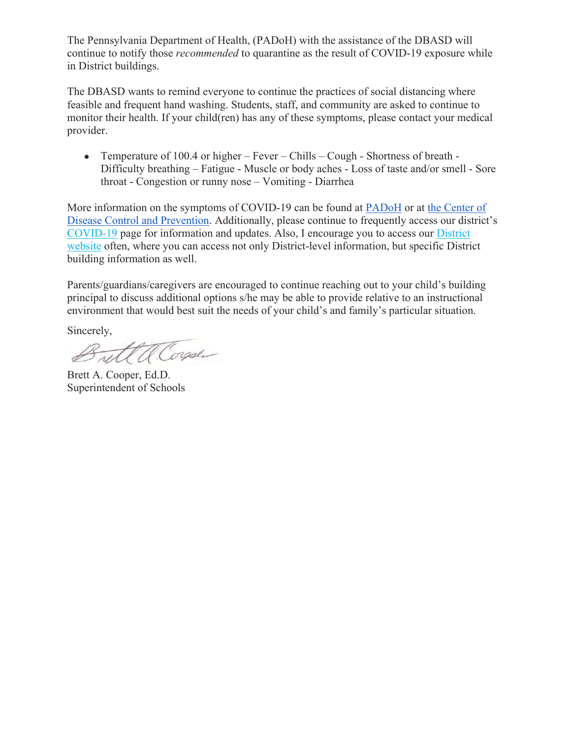The Pennsylvania Department of Health, (PADoH) with the assistance of the DBASD will continue to notify those *recommended* to quarantine as the result of COVID-19 exposure while in District buildings.

The DBASD wants to remind everyone to continue the practices of social distancing where feasible and frequent hand washing. Students, staff, and community are asked to continue to monitor their health. If your child(ren) has any of these symptoms, please contact your medical provider.

- Temperature of 100.4 or higher – Fever – Chills – Cough - Shortness of breath - Difficulty breathing – Fatigue - Muscle or body aches - Loss of taste and/or smell - Sore throat - Congestion or runny nose – Vomiting - Diarrhea

More information on the symptoms of COVID-19 can be found at PADoH or at the Center of Disease Control and Prevention. Additionally, please continue to frequently access our district's COVID-19 page for information and updates. Also, I encourage you to access our District website often, where you can access not only District-level information, but specific District building information as well.

Parents/guardians/caregivers are encouraged to continue reaching out to your child's building principal to discuss additional options s/he may be able to provide relative to an instructional environment that would best suit the needs of your child's and family's particular situation.

Sincerely,

Brett A. Cooper, Ed.D.
Superintendent of Schools